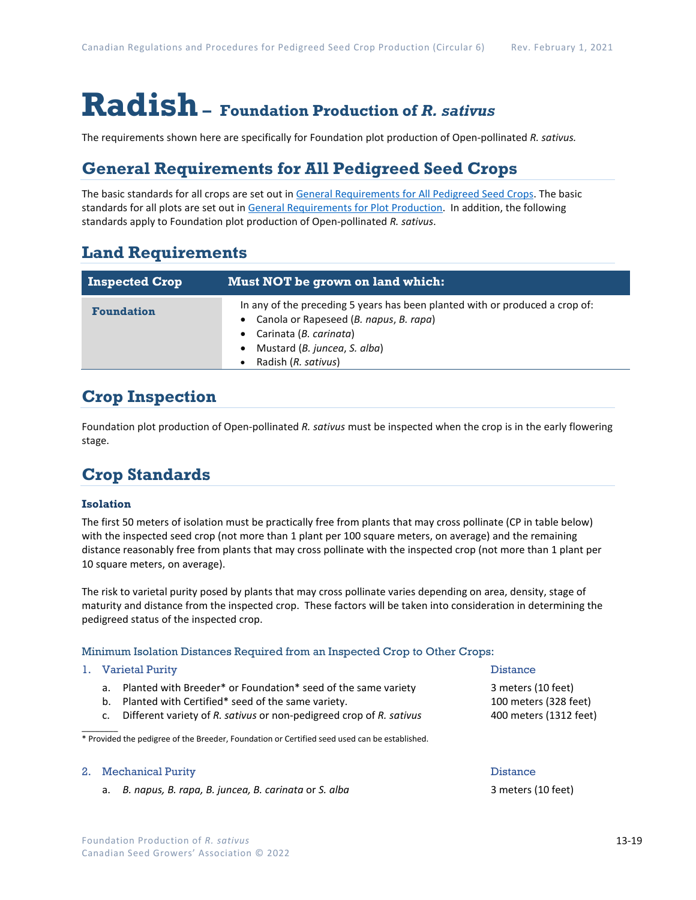# Radish – Foundation Production of *R. sativus*

The requirements shown here are specifically for Foundation plot production of Open-pollinated *R. sativus.*

## General Requirements for All Pedigreed Seed Crops

The basic standards for all crops are set out in General Requirements for All Pedigreed Seed Crops. The basic standards for all plots are set out in General Requirements for Plot Production. In addition, the following standards apply to Foundation plot production of Open-pollinated *R. sativus*.

## Land Requirements

| Inspected Crop | Must NOT be grown on land which: |
|---|---|
| **Foundation** | In any of the preceding 5 years has been planted with or produced a crop of:<br>• Canola or Rapeseed (*B. napus*, *B. rapa*)<br>• Carinata (*B. carinata*)<br>• Mustard (*B. juncea*, *S. alba*)<br>• Radish (*R. sativus*) |

## Crop Inspection

Foundation plot production of Open-pollinated *R. sativus* must be inspected when the crop is in the early flowering stage.

## Crop Standards

### Isolation

The first 50 meters of isolation must be practically free from plants that may cross pollinate (CP in table below) with the inspected seed crop (not more than 1 plant per 100 square meters, on average) and the remaining distance reasonably free from plants that may cross pollinate with the inspected crop (not more than 1 plant per 10 square meters, on average).

The risk to varietal purity posed by plants that may cross pollinate varies depending on area, density, stage of maturity and distance from the inspected crop. These factors will be taken into consideration in determining the pedigreed status of the inspected crop.

Minimum Isolation Distances Required from an Inspected Crop to Other Crops:

| 1. Varietal Purity | Distance |
|---|---|
| a. Planted with Breeder* or Foundation* seed of the same variety | 3 meters (10 feet) |
| b. Planted with Certified* seed of the same variety. | 100 meters (328 feet) |
| c. Different variety of *R. sativus* or non-pedigreed crop of *R. sativus* | 400 meters (1312 feet) |

\* Provided the pedigree of the Breeder, Foundation or Certified seed used can be established.

| 2. Mechanical Purity | Distance |
|---|---|
| a. *B. napus, B. rapa, B. juncea, B. carinata* or *S. alba* | 3 meters (10 feet) |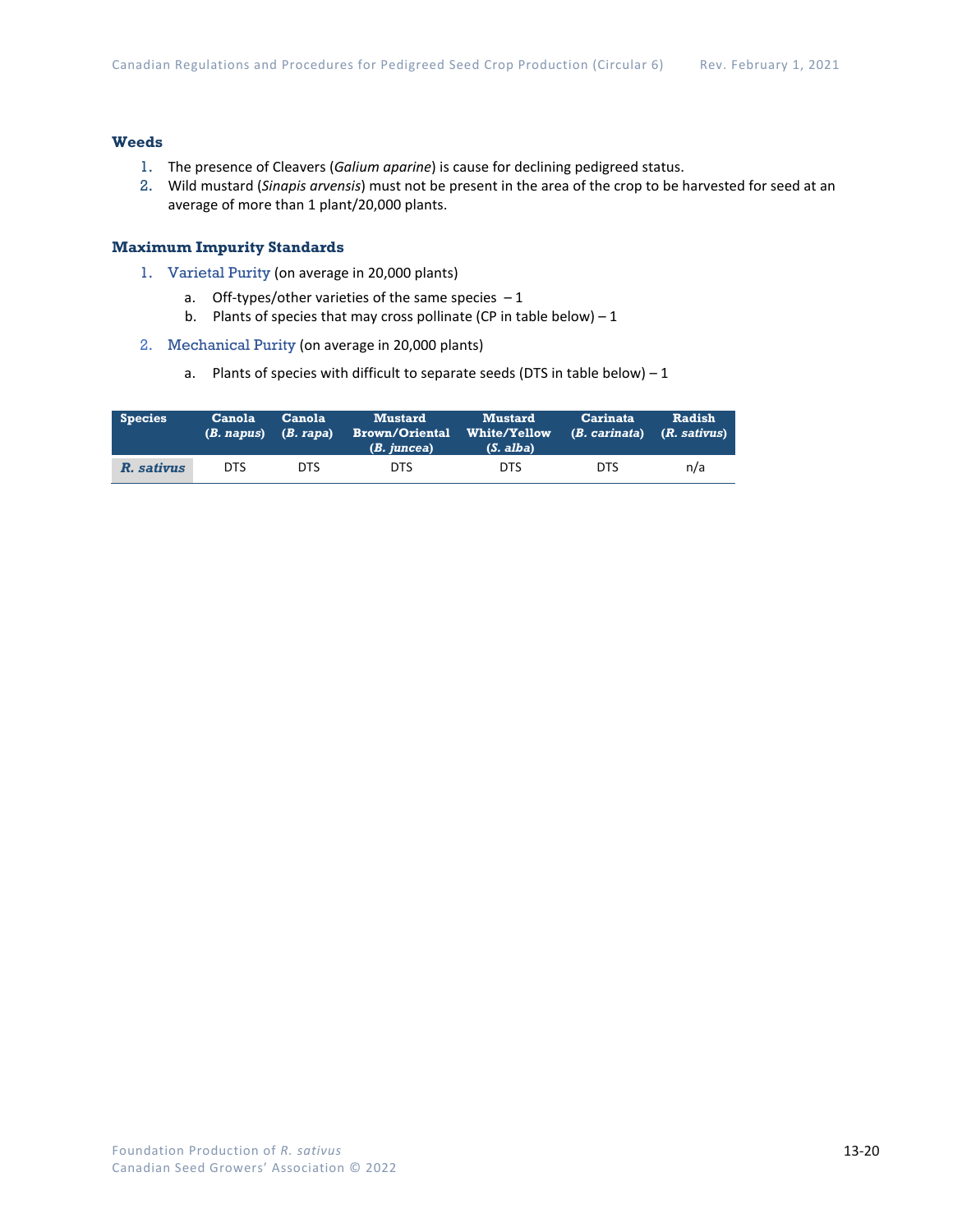### Weeds

1. The presence of Cleavers (*Galium aparine*) is cause for declining pedigreed status.
2. Wild mustard (*Sinapis arvensis*) must not be present in the area of the crop to be harvested for seed at an average of more than 1 plant/20,000 plants.

### Maximum Impurity Standards

1. Varietal Purity (on average in 20,000 plants)
   a. Off-types/other varieties of the same species – 1
   b. Plants of species that may cross pollinate (CP in table below) – 1
2. Mechanical Purity (on average in 20,000 plants)
   a. Plants of species with difficult to separate seeds (DTS in table below) – 1

| Species | Canola (*B. napus*) | Canola (*B. rapa*) | Mustard Brown/Oriental (*B. juncea*) | Mustard White/Yellow (*S. alba*) | Carinata (*B. carinata*) | Radish (*R. sativus*) |
|---|---|---|---|---|---|---|
| *R. sativus* | DTS | DTS | DTS | DTS | DTS | n/a |